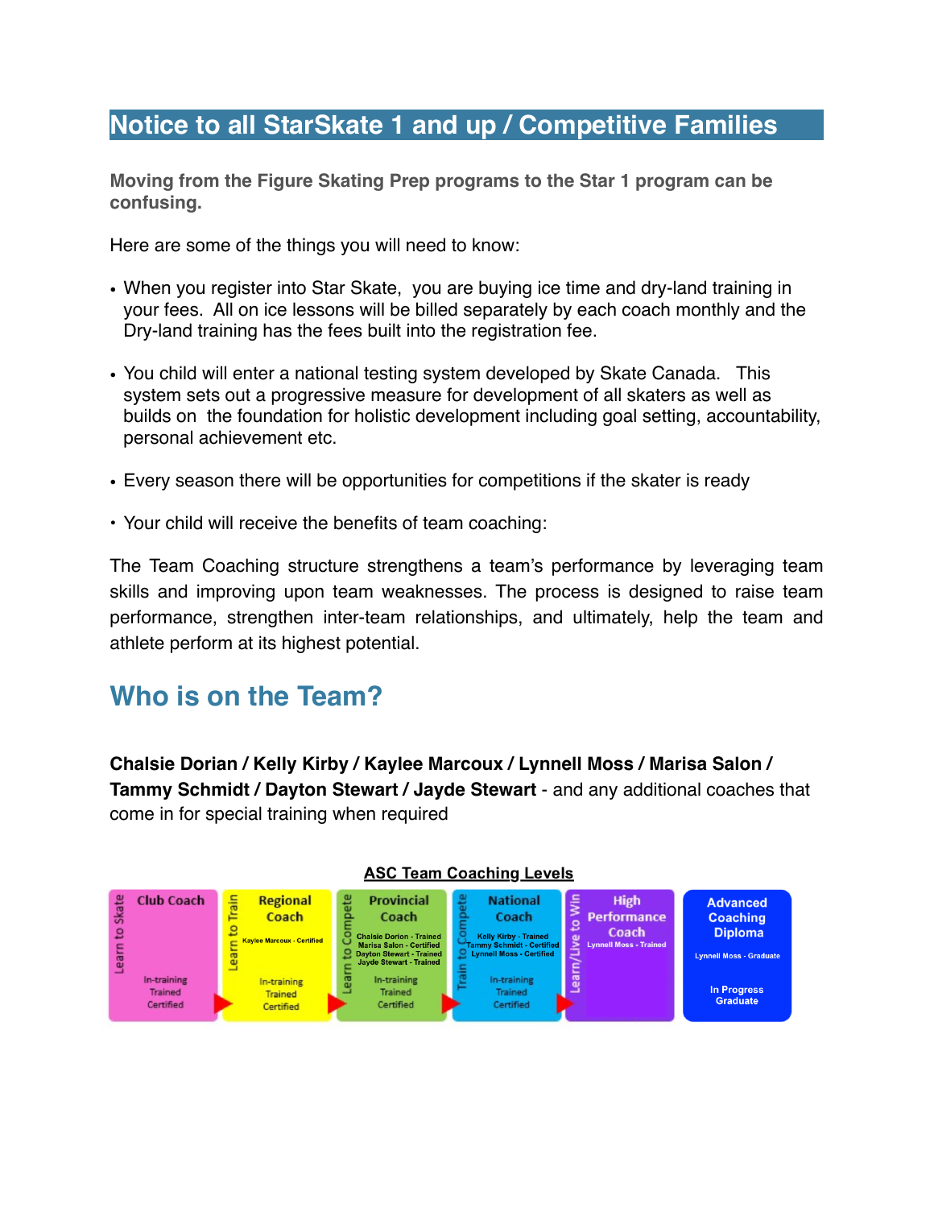# Notice to all StarSkate 1 and up / Competitive Families

**Moving from the Figure Skating Prep programs to the Star 1 program can be confusing.**

Here are some of the things you will need to know:

- When you register into Star Skate, you are buying ice time and dry-land training in your fees. All on ice lessons will be billed separately by each coach monthly and the Dry-land training has the fees built into the registration fee.
- You child will enter a national testing system developed by Skate Canada. This system sets out a progressive measure for development of all skaters as well as builds on the foundation for holistic development including goal setting, accountability, personal achievement etc.
- Every season there will be opportunities for competitions if the skater is ready
- Your child will receive the benefits of team coaching:

The Team Coaching structure strengthens a team's performance by leveraging team skills and improving upon team weaknesses. The process is designed to raise team performance, strengthen inter-team relationships, and ultimately, help the team and athlete perform at its highest potential.

## Who is on the Team?

**Chalsie Dorian / Kelly Kirby / Kaylee Marcoux / Lynnell Moss / Marisa Salon / Tammy Schmidt / Dayton Stewart / Jayde Stewart** - and any additional coaches that come in for special training when required

**ASC Team Coaching Levels**

| Club Coach | Regional Coach | Provincial Coach | National Coach | High Performance Coach | Advanced Coaching Diploma |
|---|---|---|---|---|---|
| Learn to Skate | Learn to Train | Learn to Compete | Train to Compete | Learn/Live to Win | |
| | Kaylee Marcoux - Certified | Chalsie Dorion - Trained<br>Marisa Salon - Certified<br>Dayton Stewart - Trained<br>Jayde Stewart - Trained | Kelly Kirby - Trained<br>Tammy Schmidt - Certified<br>Lynnell Moss - Certified | Lynnell Moss - Trained | Lynnell Moss - Graduate |
| In-training<br>Trained<br>Certified | In-training<br>Trained<br>Certified | In-training<br>Trained<br>Certified | In-training<br>Trained<br>Certified | | In Progress<br>Graduate |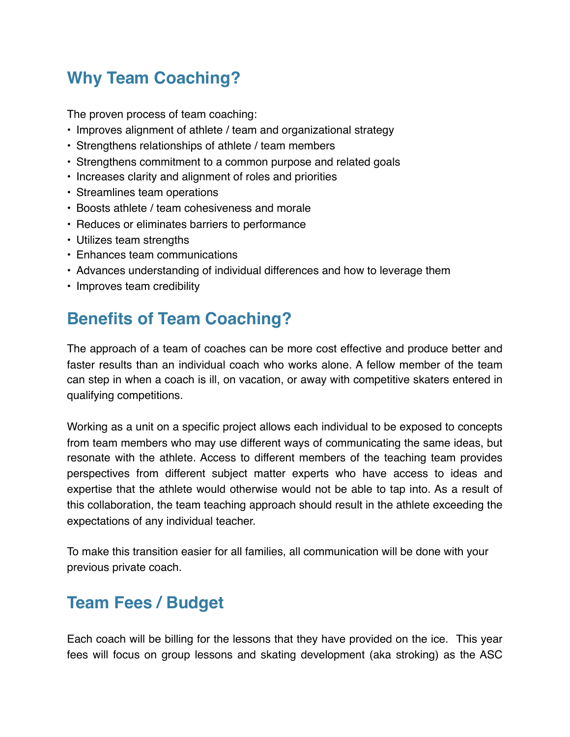## Why Team Coaching?

The proven process of team coaching:

- Improves alignment of athlete / team and organizational strategy
- Strengthens relationships of athlete / team members
- Strengthens commitment to a common purpose and related goals
- Increases clarity and alignment of roles and priorities
- Streamlines team operations
- Boosts athlete / team cohesiveness and morale
- Reduces or eliminates barriers to performance
- Utilizes team strengths
- Enhances team communications
- Advances understanding of individual differences and how to leverage them
- Improves team credibility

## Benefits of Team Coaching?

The approach of a team of coaches can be more cost effective and produce better and faster results than an individual coach who works alone. A fellow member of the team can step in when a coach is ill, on vacation, or away with competitive skaters entered in qualifying competitions.

Working as a unit on a specific project allows each individual to be exposed to concepts from team members who may use different ways of communicating the same ideas, but resonate with the athlete. Access to different members of the teaching team provides perspectives from different subject matter experts who have access to ideas and expertise that the athlete would otherwise would not be able to tap into. As a result of this collaboration, the team teaching approach should result in the athlete exceeding the expectations of any individual teacher.

To make this transition easier for all families, all communication will be done with your previous private coach.

## Team Fees / Budget

Each coach will be billing for the lessons that they have provided on the ice. This year fees will focus on group lessons and skating development (aka stroking) as the ASC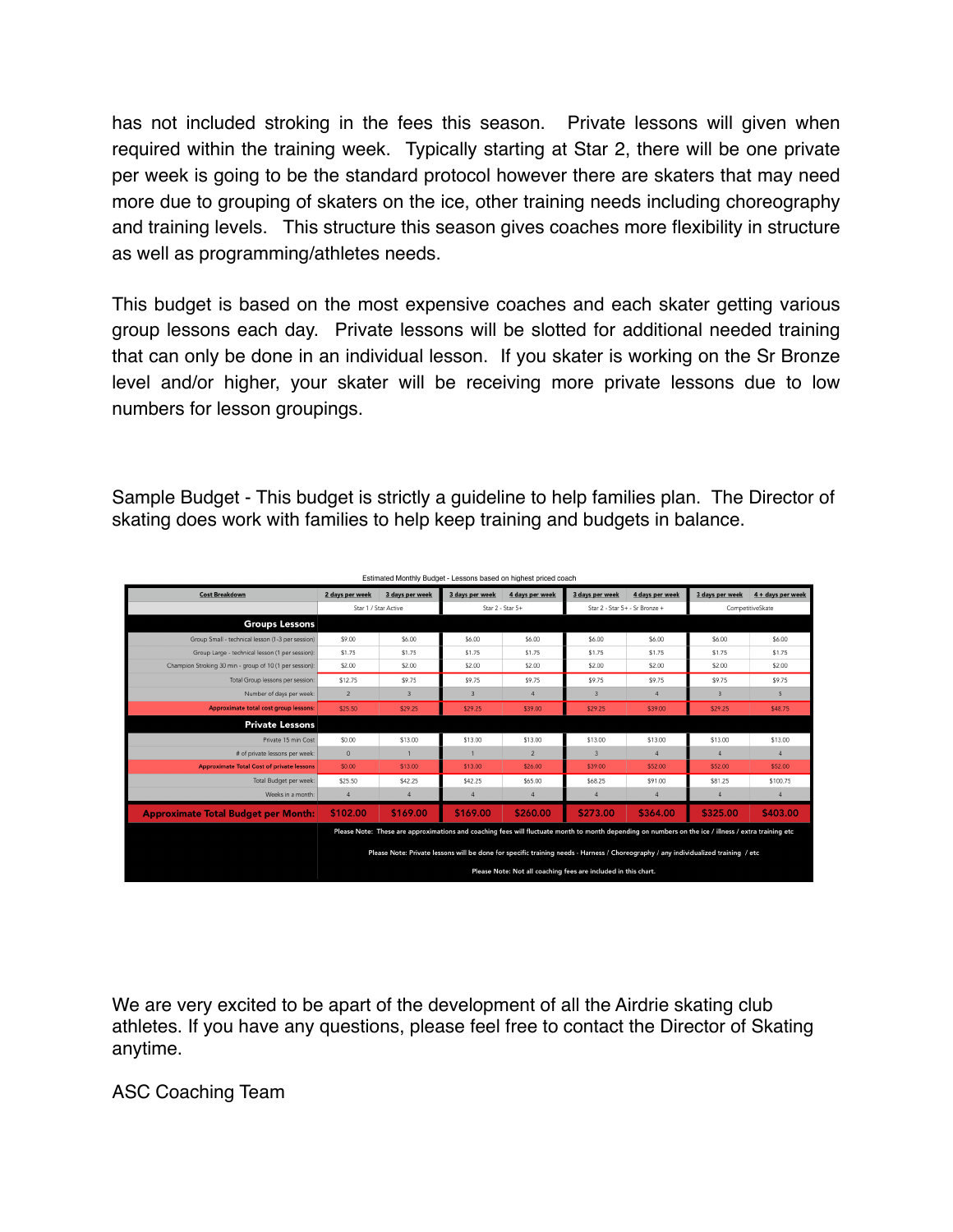has not included stroking in the fees this season. Private lessons will given when required within the training week. Typically starting at Star 2, there will be one private per week is going to be the standard protocol however there are skaters that may need more due to grouping of skaters on the ice, other training needs including choreography and training levels. This structure this season gives coaches more flexibility in structure as well as programming/athletes needs.

This budget is based on the most expensive coaches and each skater getting various group lessons each day. Private lessons will be slotted for additional needed training that can only be done in an individual lesson. If you skater is working on the Sr Bronze level and/or higher, your skater will be receiving more private lessons due to low numbers for lesson groupings.

Sample Budget - This budget is strictly a guideline to help families plan. The Director of skating does work with families to help keep training and budgets in balance.

Estimated Monthly Budget - Lessons based on highest priced coach

| Cost Breakdown | 2 days per week | 3 days per week | 3 days per week | 4 days per week | 3 days per week | 4 days per week | 3 days per week | 4 + days per week |
|---|---|---|---|---|---|---|---|---|
| | Star 1 / Star Active | | Star 2 - Star 5+ | | Star 2 - Star 5+ - Sr Bronze + | | CompetitiveSkate | |
| **Groups Lessons** | | | | | | | | |
| Group Small - technical lesson (1-3 per session) | $9.00 | $6.00 | $6.00 | $6.00 | $6.00 | $6.00 | $6.00 | $6.00 |
| Group Large - technical lesson (1 per session): | $1.75 | $1.75 | $1.75 | $1.75 | $1.75 | $1.75 | $1.75 | $1.75 |
| Champion Stroking 30 min - group of 10 (1 per session): | $2.00 | $2.00 | $2.00 | $2.00 | $2.00 | $2.00 | $2.00 | $2.00 |
| Total Group lessons per session: | $12.75 | $9.75 | $9.75 | $9.75 | $9.75 | $9.75 | $9.75 | $9.75 |
| Number of days per week: | 2 | 3 | 3 | 4 | 3 | 4 | 3 | 5 |
| **Approximate total cost group lessons:** | $25.50 | $29.25 | $29.25 | $39.00 | $29.25 | $39.00 | $29.25 | $48.75 |
| **Private Lessons** | | | | | | | | |
| Private 15 min Cost | $0.00 | $13.00 | $13.00 | $13.00 | $13.00 | $13.00 | $13.00 | $13.00 |
| # of private lessons per week: | 0 | 1 | 1 | 2 | 3 | 4 | 4 | 4 |
| **Approximate Total Cost of private lessons** | $0.00 | $13.00 | $13.00 | $26.00 | $39.00 | $52.00 | $52.00 | $52.00 |
| Total Budget per week: | $25.50 | $42.25 | $42.25 | $65.00 | $68.25 | $91.00 | $81.25 | $100.75 |
| Weeks in a month: | 4 | 4 | 4 | 4 | 4 | 4 | 4 | 4 |
| **Approximate Total Budget per Month:** | **$102.00** | **$169.00** | **$169.00** | **$260.00** | **$273.00** | **$364.00** | **$325.00** | **$403.00** |

Please Note: These are approximations and coaching fees will fluctuate month to month depending on numbers on the ice / illness / extra training etc

Please Note: Private lessons will be done for specific training needs - Harness / Choreography / any individualized training / etc

Please Note: Not all coaching fees are included in this chart.

We are very excited to be apart of the development of all the Airdrie skating club athletes. If you have any questions, please feel free to contact the Director of Skating anytime.

ASC Coaching Team